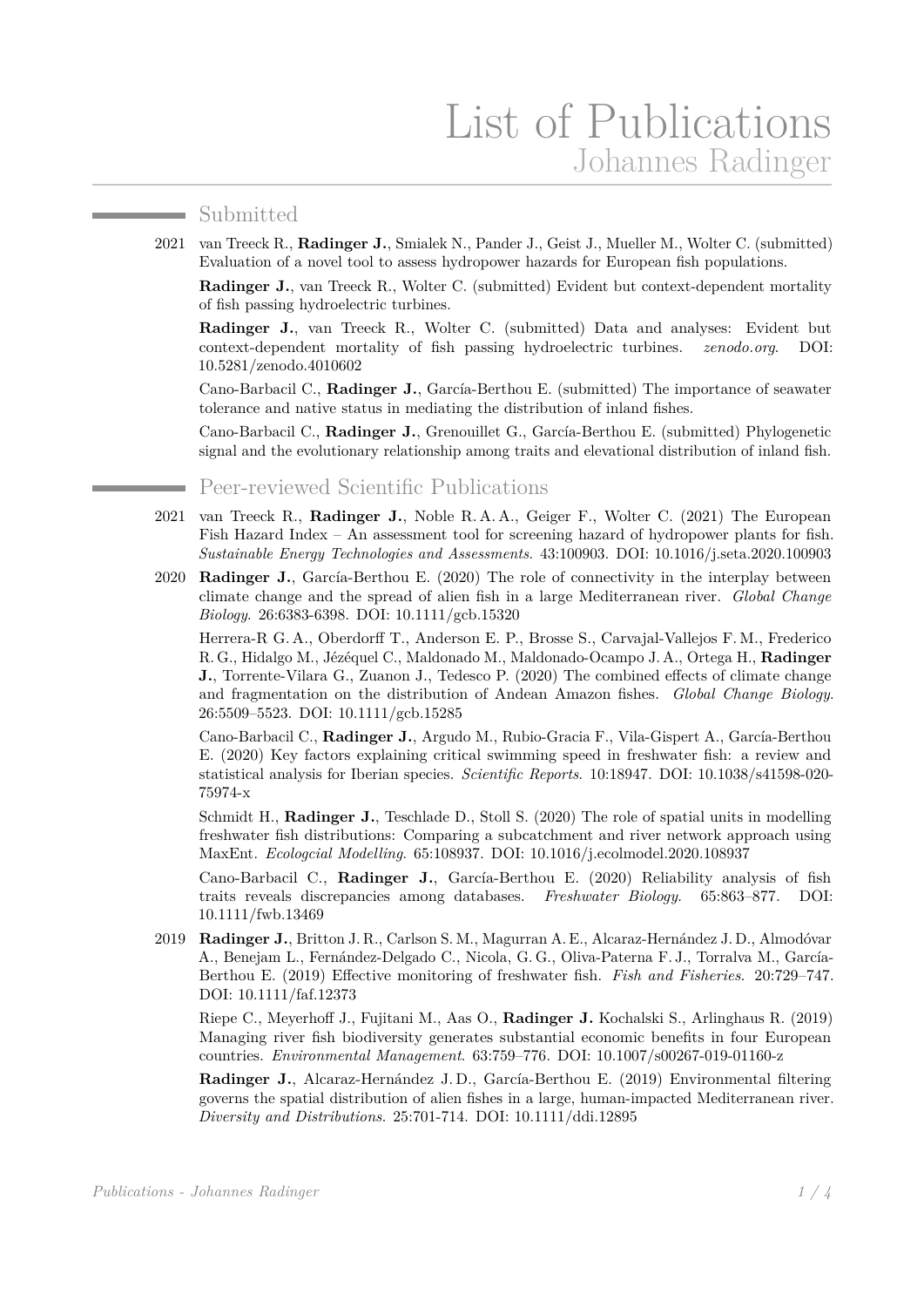# List of Publications
## Johannes Radinger

## Submitted

2021 van Treeck R., **Radinger J.**, Smialek N., Pander J., Geist J., Mueller M., Wolter C. (submitted) Evaluation of a novel tool to assess hydropower hazards for European fish populations.

**Radinger J.**, van Treeck R., Wolter C. (submitted) Evident but context-dependent mortality of fish passing hydroelectric turbines.

**Radinger J.**, van Treeck R., Wolter C. (submitted) Data and analyses: Evident but context-dependent mortality of fish passing hydroelectric turbines. *zenodo.org*. DOI: 10.5281/zenodo.4010602

Cano-Barbacil C., **Radinger J.**, García-Berthou E. (submitted) The importance of seawater tolerance and native status in mediating the distribution of inland fishes.

Cano-Barbacil C., **Radinger J.**, Grenouillet G., García-Berthou E. (submitted) Phylogenetic signal and the evolutionary relationship among traits and elevational distribution of inland fish.

## Peer-reviewed Scientific Publications

2021 van Treeck R., **Radinger J.**, Noble R. A. A., Geiger F., Wolter C. (2021) The European Fish Hazard Index – An assessment tool for screening hazard of hydropower plants for fish. *Sustainable Energy Technologies and Assessments*. 43:100903. DOI: 10.1016/j.seta.2020.100903

2020 **Radinger J.**, García-Berthou E. (2020) The role of connectivity in the interplay between climate change and the spread of alien fish in a large Mediterranean river. *Global Change Biology*. 26:6383-6398. DOI: 10.1111/gcb.15320

Herrera-R G. A., Oberdorff T., Anderson E. P., Brosse S., Carvajal-Vallejos F. M., Frederico R. G., Hidalgo M., Jézéquel C., Maldonado M., Maldonado-Ocampo J. A., Ortega H., **Radinger J.**, Torrente-Vilara G., Zuanon J., Tedesco P. (2020) The combined effects of climate change and fragmentation on the distribution of Andean Amazon fishes. *Global Change Biology*. 26:5509–5523. DOI: 10.1111/gcb.15285

Cano-Barbacil C., **Radinger J.**, Argudo M., Rubio-Gracia F., Vila-Gispert A., García-Berthou E. (2020) Key factors explaining critical swimming speed in freshwater fish: a review and statistical analysis for Iberian species. *Scientific Reports*. 10:18947. DOI: 10.1038/s41598-020-75974-x

Schmidt H., **Radinger J.**, Teschlade D., Stoll S. (2020) The role of spatial units in modelling freshwater fish distributions: Comparing a subcatchment and river network approach using MaxEnt. *Ecologcial Modelling*. 65:108937. DOI: 10.1016/j.ecolmodel.2020.108937

Cano-Barbacil C., **Radinger J.**, García-Berthou E. (2020) Reliability analysis of fish traits reveals discrepancies among databases. *Freshwater Biology*. 65:863–877. DOI: 10.1111/fwb.13469

2019 **Radinger J.**, Britton J. R., Carlson S. M., Magurran A. E., Alcaraz-Hernández J. D., Almodóvar A., Benejam L., Fernández-Delgado C., Nicola, G. G., Oliva-Paterna F. J., Torralva M., García-Berthou E. (2019) Effective monitoring of freshwater fish. *Fish and Fisheries*. 20:729–747. DOI: 10.1111/faf.12373

Riepe C., Meyerhoff J., Fujitani M., Aas O., **Radinger J.** Kochalski S., Arlinghaus R. (2019) Managing river fish biodiversity generates substantial economic benefits in four European countries. *Environmental Management*. 63:759–776. DOI: 10.1007/s00267-019-01160-z

**Radinger J.**, Alcaraz-Hernández J. D., García-Berthou E. (2019) Environmental filtering governs the spatial distribution of alien fishes in a large, human-impacted Mediterranean river. *Diversity and Distributions*. 25:701-714. DOI: 10.1111/ddi.12895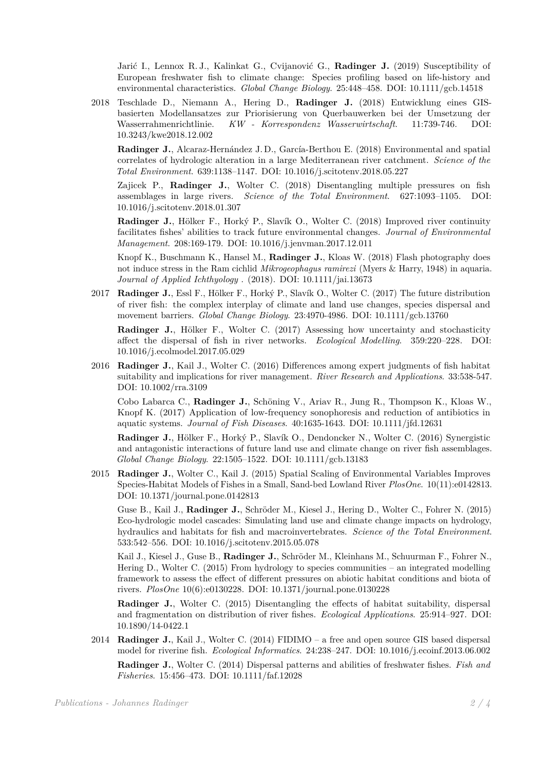Jarić I., Lennox R. J., Kalinkat G., Cvijanović G., **Radinger J.** (2019) Susceptibility of European freshwater fish to climate change: Species profiling based on life-history and environmental characteristics. *Global Change Biology*. 25:448–458. DOI: 10.1111/gcb.14518

2018 Teschlade D., Niemann A., Hering D., **Radinger J.** (2018) Entwicklung eines GIS-basierten Modellansatzes zur Priorisierung von Querbauwerken bei der Umsetzung der Wasserrahmenrichtlinie. *KW - Korrespondenz Wasserwirtschaft*. 11:739-746. DOI: 10.3243/kwe2018.12.002

**Radinger J.**, Alcaraz-Hernández J. D., García-Berthou E. (2018) Environmental and spatial correlates of hydrologic alteration in a large Mediterranean river catchment. *Science of the Total Environment*. 639:1138–1147. DOI: 10.1016/j.scitotenv.2018.05.227

Zajicek P., **Radinger J.**, Wolter C. (2018) Disentangling multiple pressures on fish assemblages in large rivers. *Science of the Total Environment*. 627:1093–1105. DOI: 10.1016/j.scitotenv.2018.01.307

**Radinger J.**, Hölker F., Horký P., Slavík O., Wolter C. (2018) Improved river continuity facilitates fishes' abilities to track future environmental changes. *Journal of Environmental Management*. 208:169-179. DOI: 10.1016/j.jenvman.2017.12.011

Knopf K., Buschmann K., Hansel M., **Radinger J.**, Kloas W. (2018) Flash photography does not induce stress in the Ram cichlid *Mikrogeophagus ramirezi* (Myers & Harry, 1948) in aquaria. *Journal of Applied Ichthyology* . (2018). DOI: 10.1111/jai.13673

2017 **Radinger J.**, Essl F., Hölker F., Horký P., Slavík O., Wolter C. (2017) The future distribution of river fish: the complex interplay of climate and land use changes, species dispersal and movement barriers. *Global Change Biology*. 23:4970-4986. DOI: 10.1111/gcb.13760

**Radinger J.**, Hölker F., Wolter C. (2017) Assessing how uncertainty and stochasticity affect the dispersal of fish in river networks. *Ecological Modelling*. 359:220–228. DOI: 10.1016/j.ecolmodel.2017.05.029

2016 **Radinger J.**, Kail J., Wolter C. (2016) Differences among expert judgments of fish habitat suitability and implications for river management. *River Research and Applications*. 33:538-547. DOI: 10.1002/rra.3109

Cobo Labarca C., **Radinger J.**, Schöning V., Ariav R., Jung R., Thompson K., Kloas W., Knopf K. (2017) Application of low-frequency sonophoresis and reduction of antibiotics in aquatic systems. *Journal of Fish Diseases*. 40:1635-1643. DOI: 10.1111/jfd.12631

**Radinger J.**, Hölker F., Horký P., Slavík O., Dendoncker N., Wolter C. (2016) Synergistic and antagonistic interactions of future land use and climate change on river fish assemblages. *Global Change Biology*. 22:1505–1522. DOI: 10.1111/gcb.13183

2015 **Radinger J.**, Wolter C., Kail J. (2015) Spatial Scaling of Environmental Variables Improves Species-Habitat Models of Fishes in a Small, Sand-bed Lowland River *PlosOne*. 10(11):e0142813. DOI: 10.1371/journal.pone.0142813

Guse B., Kail J., **Radinger J.**, Schröder M., Kiesel J., Hering D., Wolter C., Fohrer N. (2015) Eco-hydrologic model cascades: Simulating land use and climate change impacts on hydrology, hydraulics and habitats for fish and macroinvertebrates. *Science of the Total Environment*. 533:542–556. DOI: 10.1016/j.scitotenv.2015.05.078

Kail J., Kiesel J., Guse B., **Radinger J.**, Schröder M., Kleinhans M., Schuurman F., Fohrer N., Hering D., Wolter C. (2015) From hydrology to species communities – an integrated modelling framework to assess the effect of different pressures on abiotic habitat conditions and biota of rivers. *PlosOne* 10(6):e0130228. DOI: 10.1371/journal.pone.0130228

**Radinger J.**, Wolter C. (2015) Disentangling the effects of habitat suitability, dispersal and fragmentation on distribution of river fishes. *Ecological Applications*. 25:914–927. DOI: 10.1890/14-0422.1

2014 **Radinger J.**, Kail J., Wolter C. (2014) FIDIMO – a free and open source GIS based dispersal model for riverine fish. *Ecological Informatics*. 24:238–247. DOI: 10.1016/j.ecoinf.2013.06.002

**Radinger J.**, Wolter C. (2014) Dispersal patterns and abilities of freshwater fishes. *Fish and Fisheries*. 15:456–473. DOI: 10.1111/faf.12028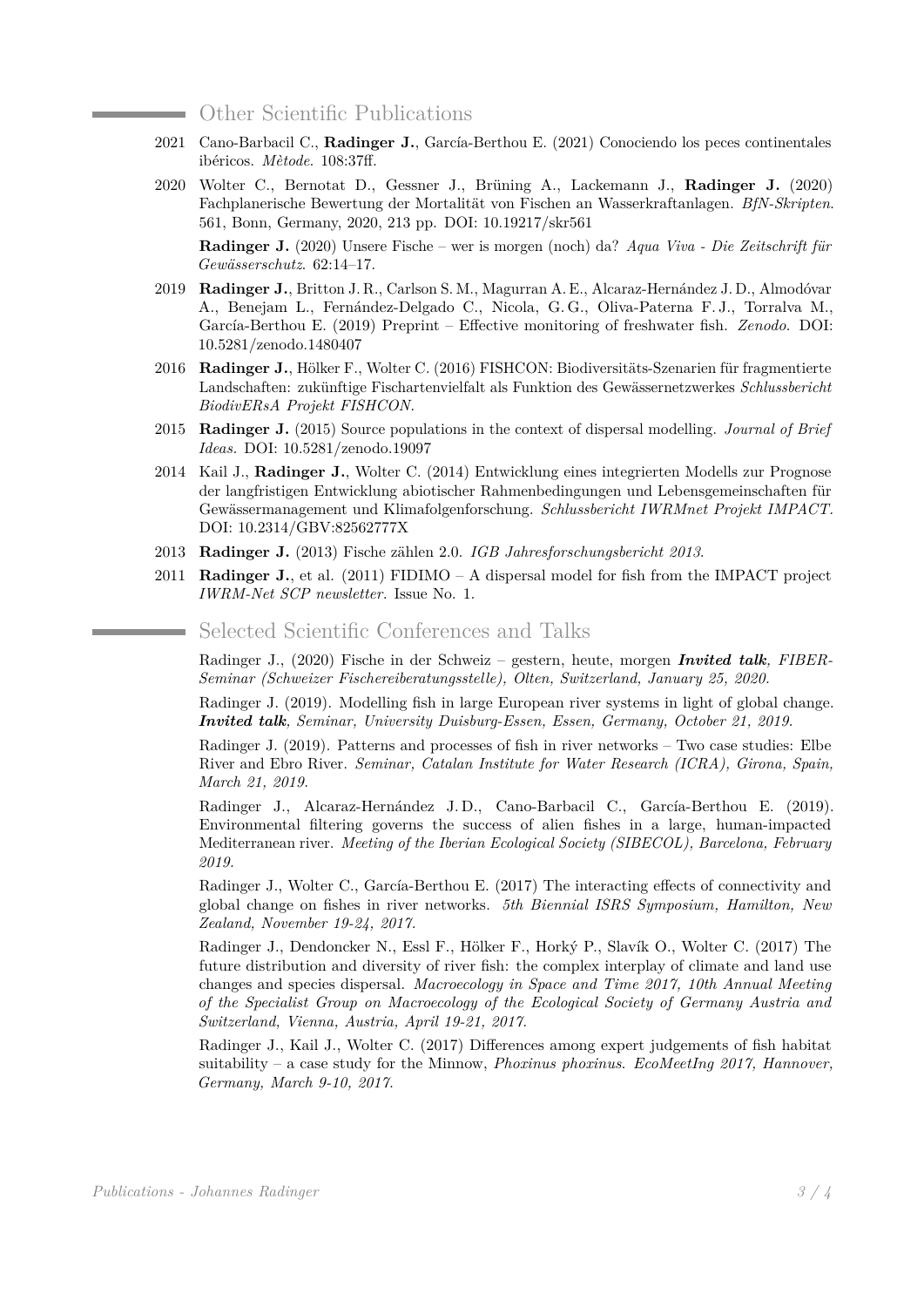## Other Scientific Publications

2021 Cano-Barbacil C., **Radinger J.**, García-Berthou E. (2021) Conociendo los peces continentales ibéricos. *Mètode*. 108:37ff.

2020 Wolter C., Bernotat D., Gessner J., Brüning A., Lackemann J., **Radinger J.** (2020) Fachplanerische Bewertung der Mortalität von Fischen an Wasserkraftanlagen. *BfN-Skripten*. 561, Bonn, Germany, 2020, 213 pp. DOI: 10.19217/skr561

**Radinger J.** (2020) Unsere Fische – wer is morgen (noch) da? *Aqua Viva - Die Zeitschrift für Gewässerschutz*. 62:14–17.

2019 **Radinger J.**, Britton J. R., Carlson S. M., Magurran A. E., Alcaraz-Hernández J. D., Almodóvar A., Benejam L., Fernández-Delgado C., Nicola, G. G., Oliva-Paterna F. J., Torralva M., García-Berthou E. (2019) Preprint – Effective monitoring of freshwater fish. *Zenodo*. DOI: 10.5281/zenodo.1480407

2016 **Radinger J.**, Hölker F., Wolter C. (2016) FISHCON: Biodiversitäts-Szenarien für fragmentierte Landschaften: zukünftige Fischartenvielfalt als Funktion des Gewässernetzwerkes *Schlussbericht BiodivERsA Projekt FISHCON*.

2015 **Radinger J.** (2015) Source populations in the context of dispersal modelling. *Journal of Brief Ideas*. DOI: 10.5281/zenodo.19097

2014 Kail J., **Radinger J.**, Wolter C. (2014) Entwicklung eines integrierten Modells zur Prognose der langfristigen Entwicklung abiotischer Rahmenbedingungen und Lebensgemeinschaften für Gewässermanagement und Klimafolgenforschung. *Schlussbericht IWRMnet Projekt IMPACT*. DOI: 10.2314/GBV:82562777X

2013 **Radinger J.** (2013) Fische zählen 2.0. *IGB Jahresforschungsbericht 2013*.

2011 **Radinger J.**, et al. (2011) FIDIMO – A dispersal model for fish from the IMPACT project *IWRM-Net SCP newsletter*. Issue No. 1.

## Selected Scientific Conferences and Talks

Radinger J., (2020) Fische in der Schweiz – gestern, heute, morgen ***Invited talk**, FIBER-Seminar (Schweizer Fischereiberatungsstelle), Olten, Switzerland, January 25, 2020.*

Radinger J. (2019). Modelling fish in large European river systems in light of global change. ***Invited talk**, Seminar, University Duisburg-Essen, Essen, Germany, October 21, 2019.*

Radinger J. (2019). Patterns and processes of fish in river networks – Two case studies: Elbe River and Ebro River. *Seminar, Catalan Institute for Water Research (ICRA), Girona, Spain, March 21, 2019.*

Radinger J., Alcaraz-Hernández J. D., Cano-Barbacil C., García-Berthou E. (2019). Environmental filtering governs the success of alien fishes in a large, human-impacted Mediterranean river. *Meeting of the Iberian Ecological Society (SIBECOL), Barcelona, February 2019.*

Radinger J., Wolter C., García-Berthou E. (2017) The interacting effects of connectivity and global change on fishes in river networks. *5th Biennial ISRS Symposium, Hamilton, New Zealand, November 19-24, 2017.*

Radinger J., Dendoncker N., Essl F., Hölker F., Horký P., Slavík O., Wolter C. (2017) The future distribution and diversity of river fish: the complex interplay of climate and land use changes and species dispersal. *Macroecology in Space and Time 2017, 10th Annual Meeting of the Specialist Group on Macroecology of the Ecological Society of Germany Austria and Switzerland, Vienna, Austria, April 19-21, 2017.*

Radinger J., Kail J., Wolter C. (2017) Differences among expert judgements of fish habitat suitability – a case study for the Minnow, *Phoxinus phoxinus*. *EcoMeetIng 2017, Hannover, Germany, March 9-10, 2017.*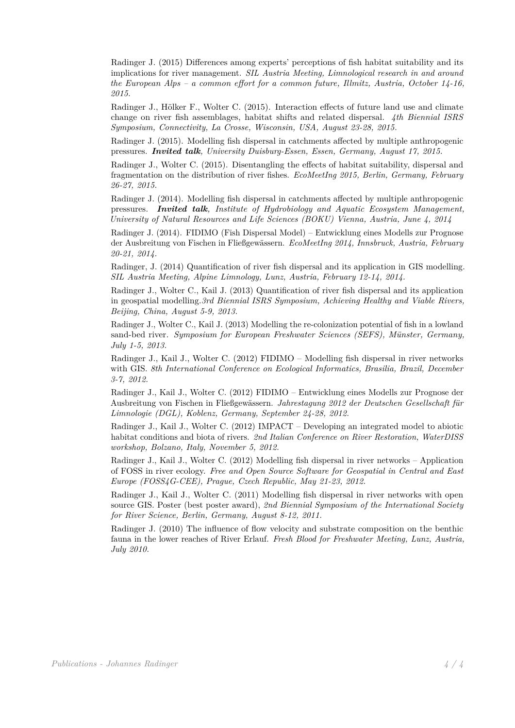Radinger J. (2015) Differences among experts' perceptions of fish habitat suitability and its implications for river management. *SIL Austria Meeting, Limnological research in and around the European Alps – a common effort for a common future, Illmitz, Austria, October 14-16, 2015.*

Radinger J., Hölker F., Wolter C. (2015). Interaction effects of future land use and climate change on river fish assemblages, habitat shifts and related dispersal. *4th Biennial ISRS Symposium, Connectivity, La Crosse, Wisconsin, USA, August 23-28, 2015.*

Radinger J. (2015). Modelling fish dispersal in catchments affected by multiple anthropogenic pressures. ***Invited talk**, University Duisburg-Essen, Essen, Germany, August 17, 2015.*

Radinger J., Wolter C. (2015). Disentangling the effects of habitat suitability, dispersal and fragmentation on the distribution of river fishes. *EcoMeetIng 2015, Berlin, Germany, February 26-27, 2015.*

Radinger J. (2014). Modelling fish dispersal in catchments affected by multiple anthropogenic pressures. ***Invited talk**, Institute of Hydrobiology and Aquatic Ecosystem Management, University of Natural Resources and Life Sciences (BOKU) Vienna, Austria, June 4, 2014*

Radinger J. (2014). FIDIMO (Fish Dispersal Model) – Entwicklung eines Modells zur Prognose der Ausbreitung von Fischen in Fließgewässern. *EcoMeetIng 2014, Innsbruck, Austria, February 20-21, 2014.*

Radinger, J. (2014) Quantification of river fish dispersal and its application in GIS modelling. *SIL Austria Meeting, Alpine Limnology, Lunz, Austria, February 12-14, 2014.*

Radinger J., Wolter C., Kail J. (2013) Quantification of river fish dispersal and its application in geospatial modelling.*3rd Biennial ISRS Symposium, Achieving Healthy and Viable Rivers, Beijing, China, August 5-9, 2013.*

Radinger J., Wolter C., Kail J. (2013) Modelling the re-colonization potential of fish in a lowland sand-bed river. *Symposium for European Freshwater Sciences (SEFS), Münster, Germany, July 1-5, 2013.*

Radinger J., Kail J., Wolter C. (2012) FIDIMO – Modelling fish dispersal in river networks with GIS. *8th International Conference on Ecological Informatics, Brasilia, Brazil, December 3-7, 2012.*

Radinger J., Kail J., Wolter C. (2012) FIDIMO – Entwicklung eines Modells zur Prognose der Ausbreitung von Fischen in Fließgewässern. *Jahrestagung 2012 der Deutschen Gesellschaft für Limnologie (DGL), Koblenz, Germany, September 24-28, 2012.*

Radinger J., Kail J., Wolter C. (2012) IMPACT – Developing an integrated model to abiotic habitat conditions and biota of rivers. *2nd Italian Conference on River Restoration, WaterDISS workshop, Bolzano, Italy, November 5, 2012.*

Radinger J., Kail J., Wolter C. (2012) Modelling fish dispersal in river networks – Application of FOSS in river ecology. *Free and Open Source Software for Geospatial in Central and East Europe (FOSS4G-CEE), Prague, Czech Republic, May 21-23, 2012.*

Radinger J., Kail J., Wolter C. (2011) Modelling fish dispersal in river networks with open source GIS. Poster (best poster award), *2nd Biennial Symposium of the International Society for River Science, Berlin, Germany, August 8-12, 2011.*

Radinger J. (2010) The influence of flow velocity and substrate composition on the benthic fauna in the lower reaches of River Erlauf. *Fresh Blood for Freshwater Meeting, Lunz, Austria, July 2010.*